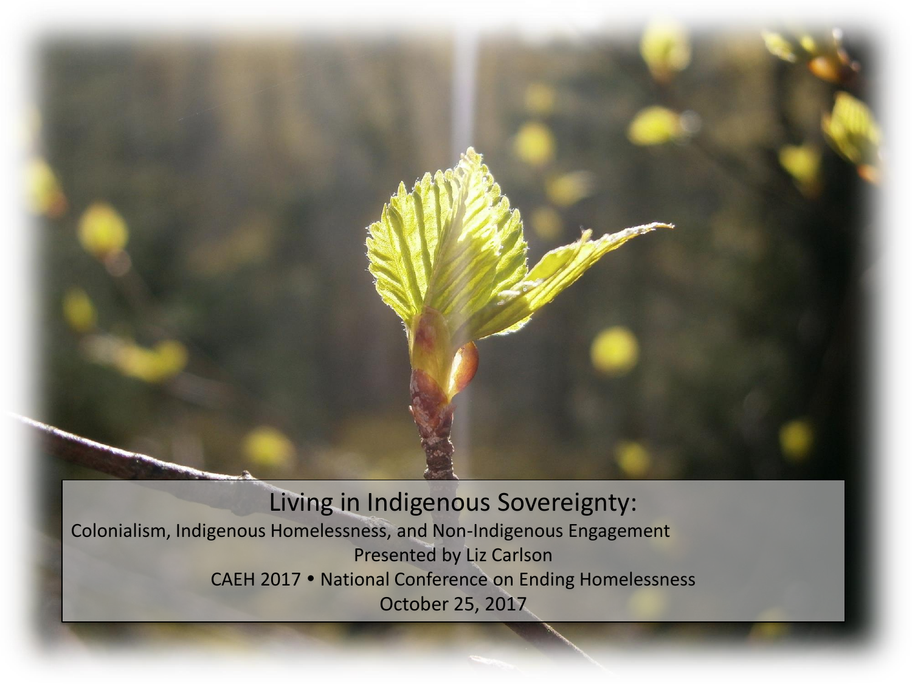# Living in Indigenous Sovereignty:

Colonialism, Indigenous Homelessness, and Non-Indigenous Engagement

Presented by Liz Carlson

CAEH 2017 • National Conference on Ending Homelessness

October 25, 2017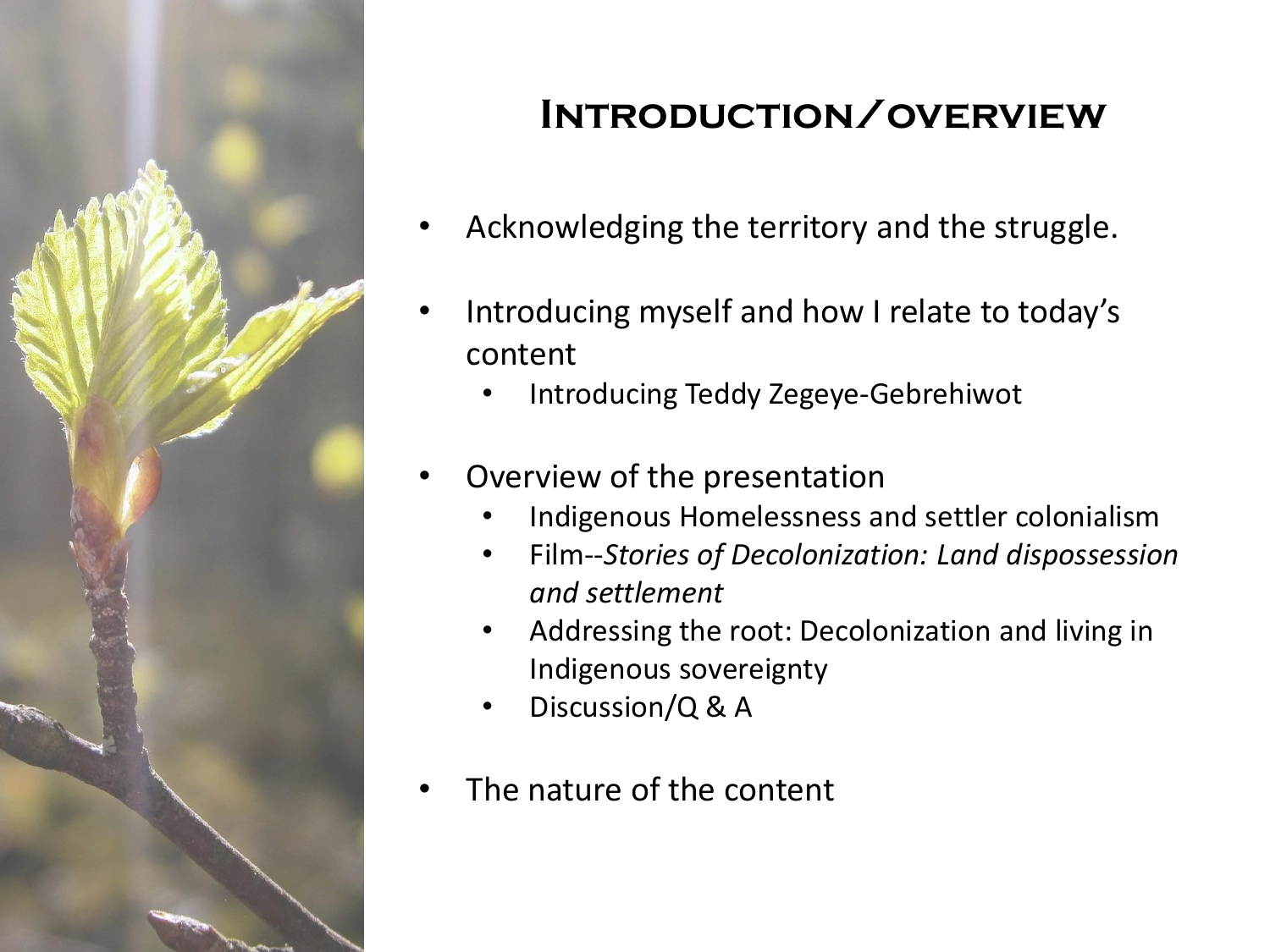# Introduction/overview

- Acknowledging the territory and the struggle.
- Introducing myself and how I relate to today's content
  - Introducing Teddy Zegeye-Gebrehiwot
- Overview of the presentation
  - Indigenous Homelessness and settler colonialism
  - Film--*Stories of Decolonization: Land dispossession and settlement*
  - Addressing the root: Decolonization and living in Indigenous sovereignty
  - Discussion/Q & A
- The nature of the content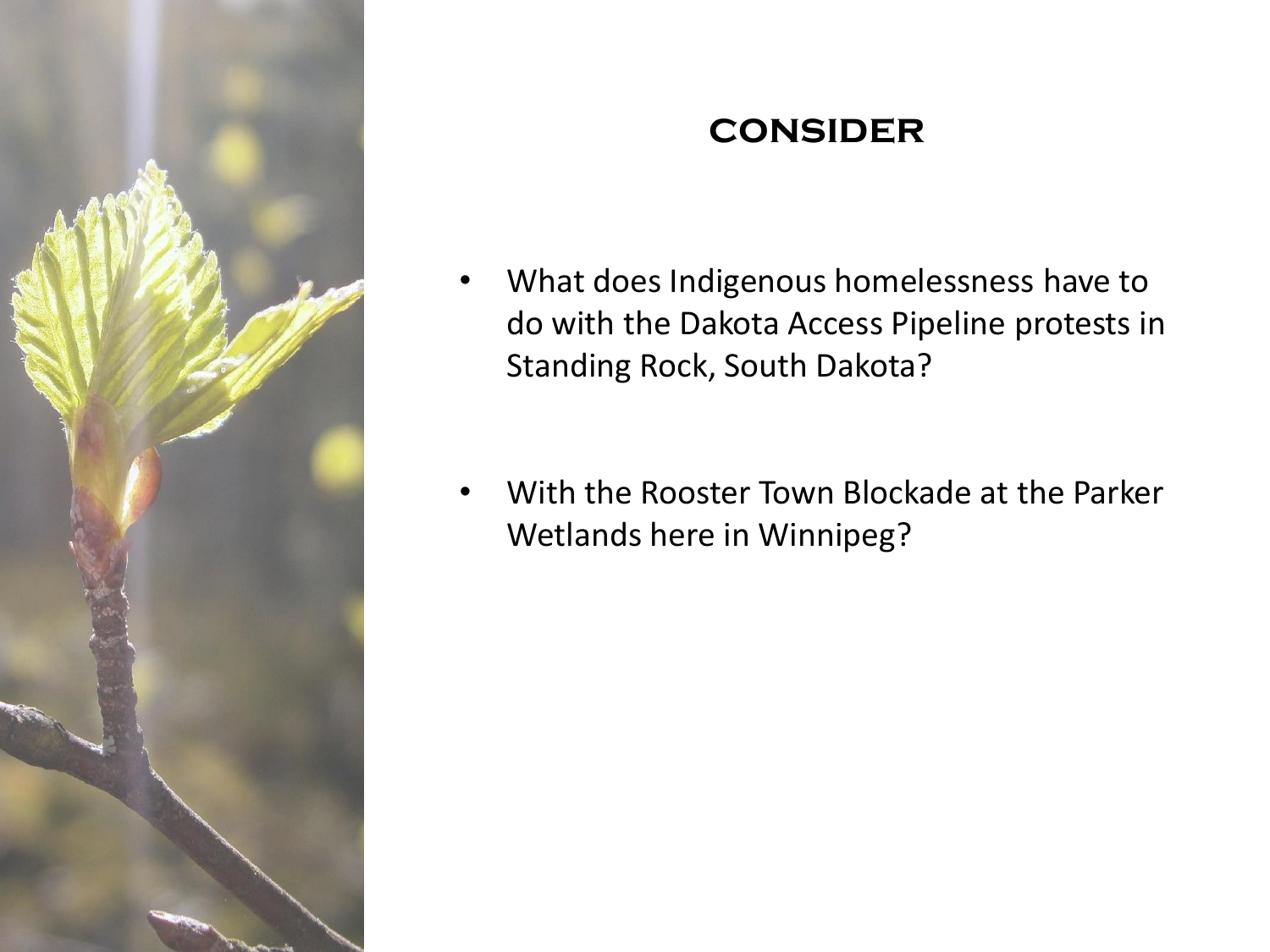# CONSIDER

- What does Indigenous homelessness have to do with the Dakota Access Pipeline protests in Standing Rock, South Dakota?
- With the Rooster Town Blockade at the Parker Wetlands here in Winnipeg?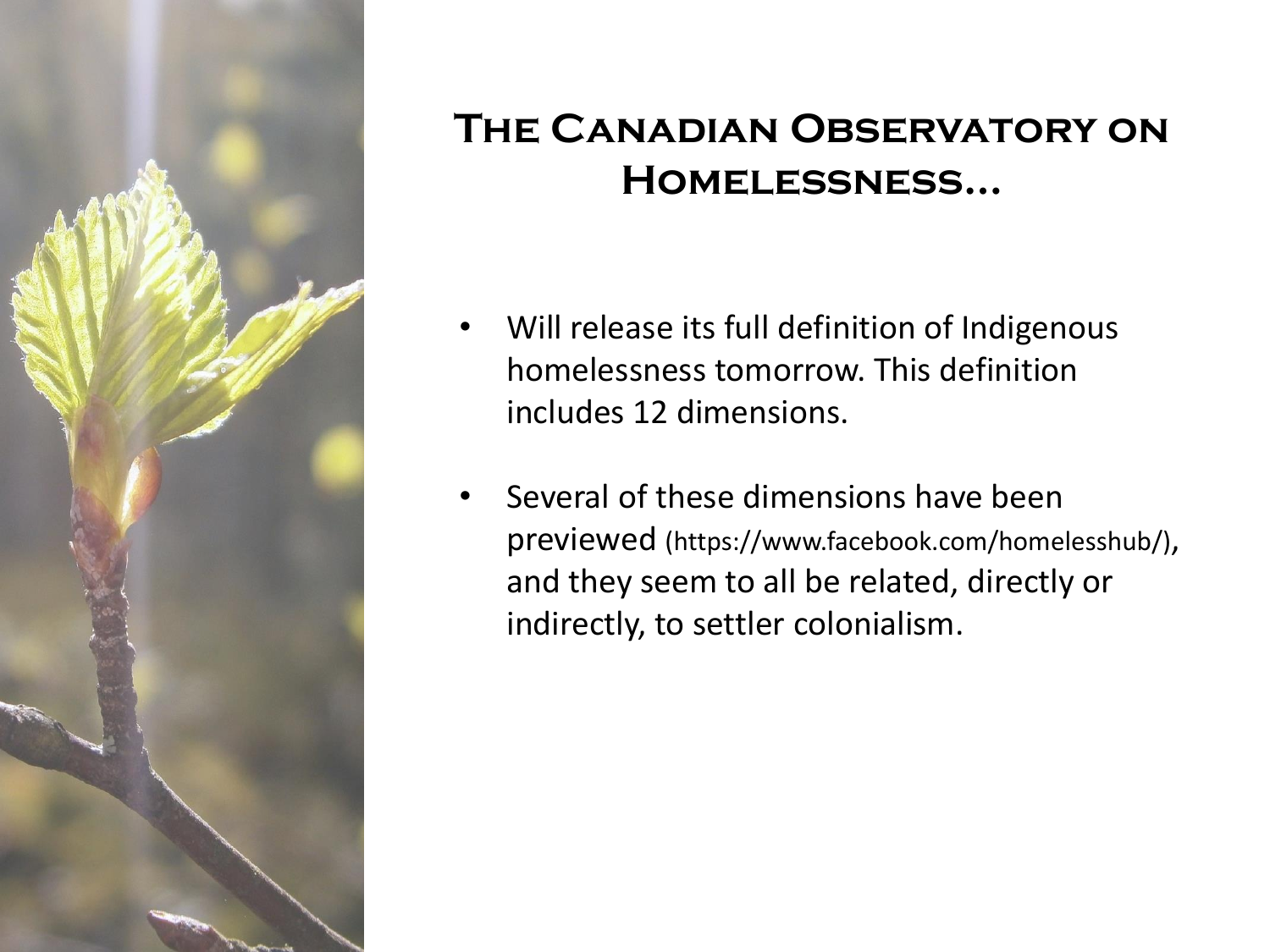# The Canadian Observatory on Homelessness…

- Will release its full definition of Indigenous homelessness tomorrow. This definition includes 12 dimensions.
- Several of these dimensions have been previewed (https://www.facebook.com/homelesshub/), and they seem to all be related, directly or indirectly, to settler colonialism.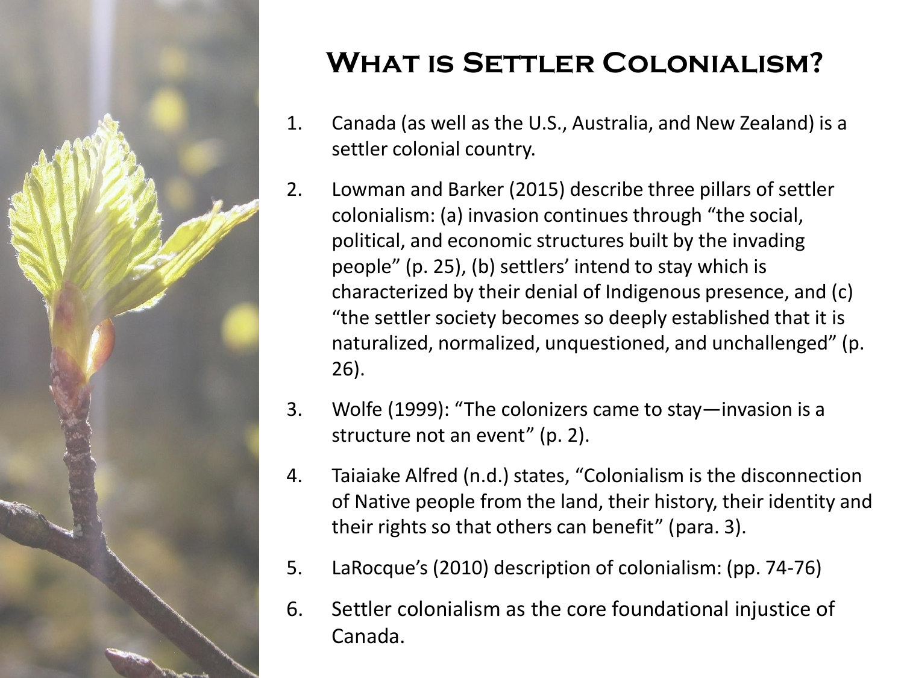# What is Settler Colonialism?

1. Canada (as well as the U.S., Australia, and New Zealand) is a settler colonial country.
2. Lowman and Barker (2015) describe three pillars of settler colonialism: (a) invasion continues through “the social, political, and economic structures built by the invading people” (p. 25), (b) settlers’ intend to stay which is characterized by their denial of Indigenous presence, and (c) “the settler society becomes so deeply established that it is naturalized, normalized, unquestioned, and unchallenged” (p. 26).
3. Wolfe (1999): “The colonizers came to stay—invasion is a structure not an event” (p. 2).
4. Taiaiake Alfred (n.d.) states, “Colonialism is the disconnection of Native people from the land, their history, their identity and their rights so that others can benefit” (para. 3).
5. LaRocque’s (2010) description of colonialism: (pp. 74-76)
6. Settler colonialism as the core foundational injustice of Canada.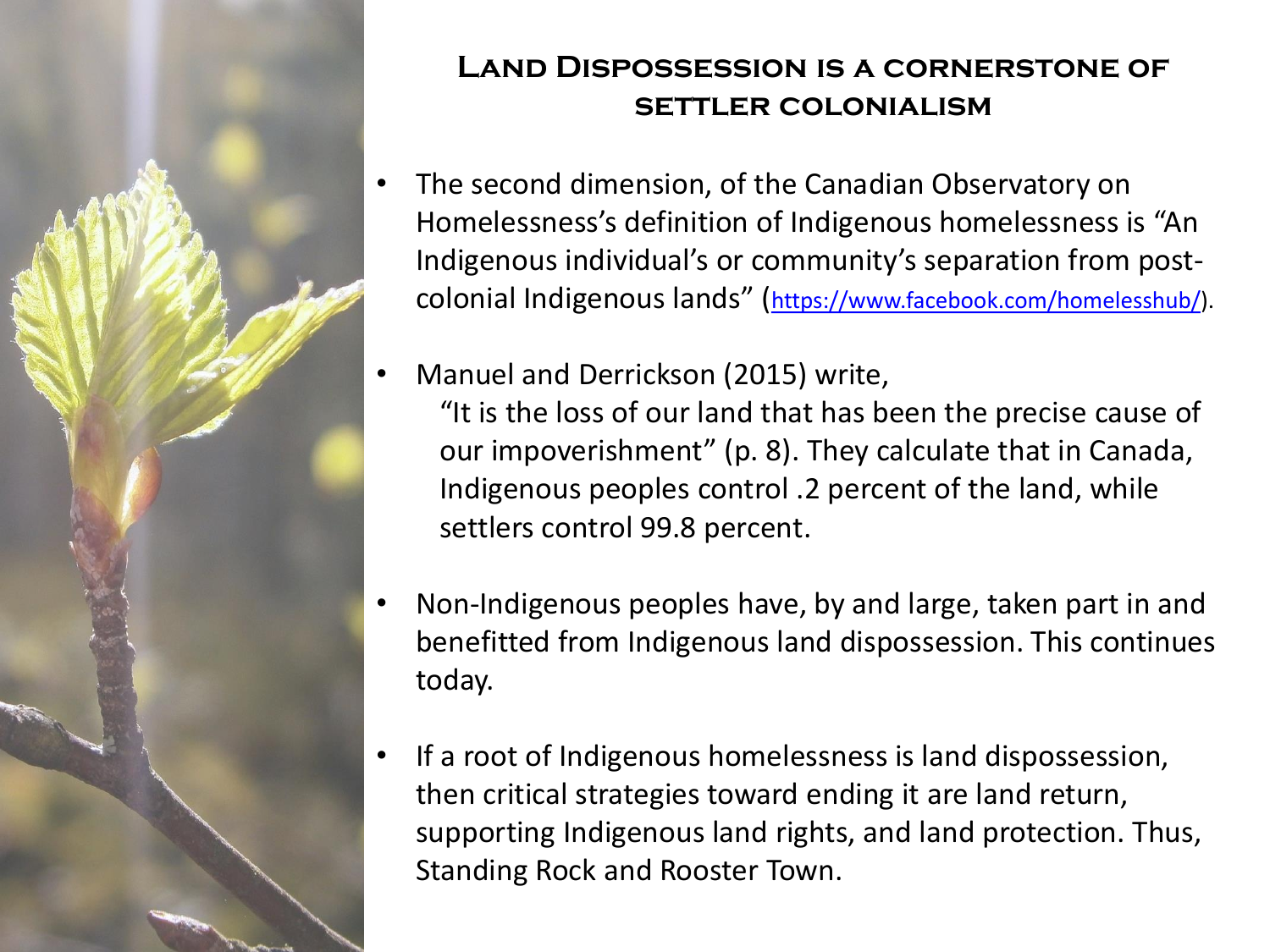## Land Dispossession is a cornerstone of settler colonialism

- The second dimension, of the Canadian Observatory on Homelessness's definition of Indigenous homelessness is "An Indigenous individual's or community's separation from post-colonial Indigenous lands" (https://www.facebook.com/homelesshub/).

- Manuel and Derrickson (2015) write,
  "It is the loss of our land that has been the precise cause of our impoverishment" (p. 8). They calculate that in Canada, Indigenous peoples control .2 percent of the land, while settlers control 99.8 percent.

- Non-Indigenous peoples have, by and large, taken part in and benefitted from Indigenous land dispossession. This continues today.

- If a root of Indigenous homelessness is land dispossession, then critical strategies toward ending it are land return, supporting Indigenous land rights, and land protection. Thus, Standing Rock and Rooster Town.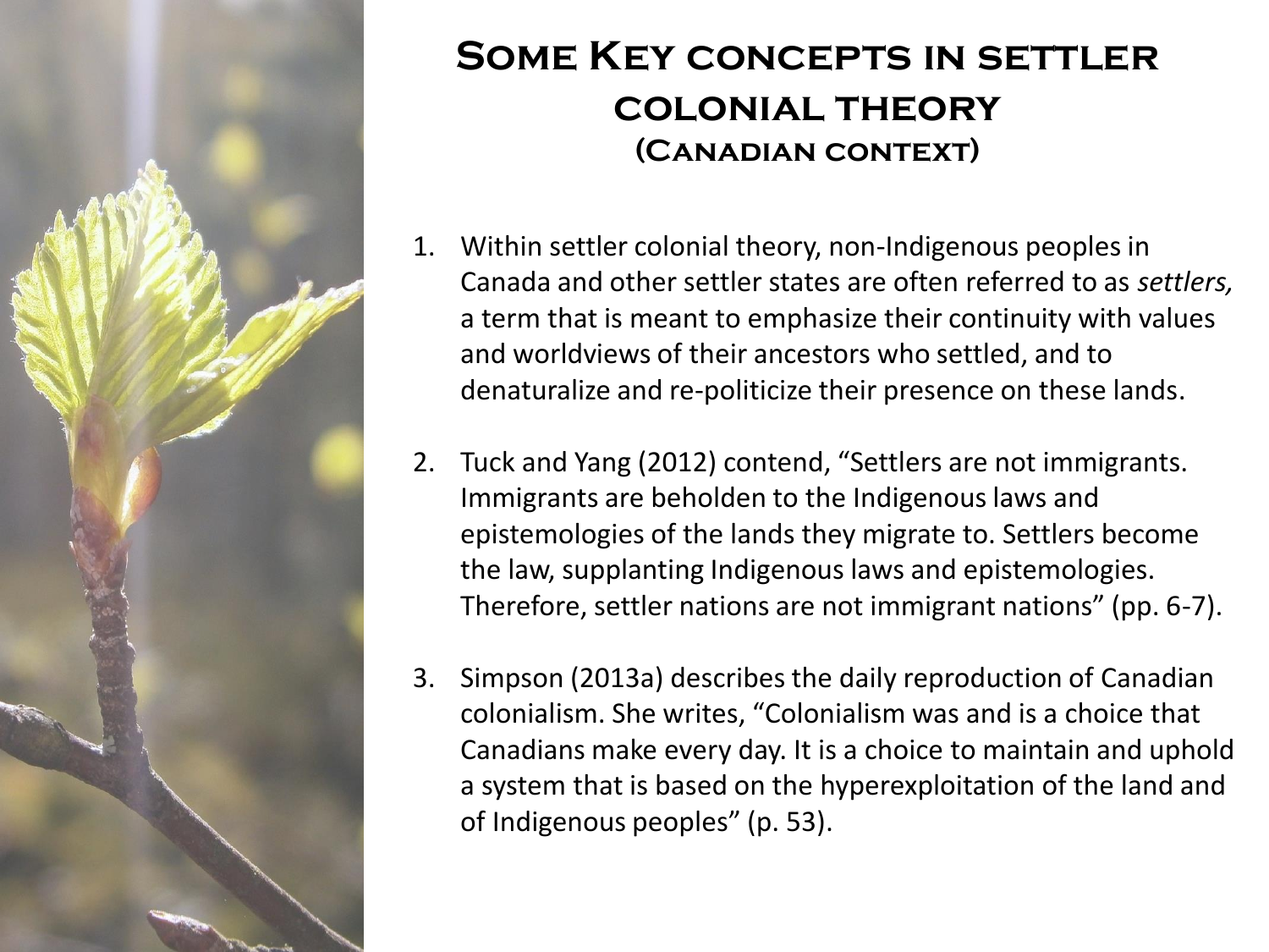# Some Key concepts in settler colonial theory (Canadian context)

1. Within settler colonial theory, non-Indigenous peoples in Canada and other settler states are often referred to as *settlers,* a term that is meant to emphasize their continuity with values and worldviews of their ancestors who settled, and to denaturalize and re-politicize their presence on these lands.

2. Tuck and Yang (2012) contend, "Settlers are not immigrants. Immigrants are beholden to the Indigenous laws and epistemologies of the lands they migrate to. Settlers become the law, supplanting Indigenous laws and epistemologies. Therefore, settler nations are not immigrant nations" (pp. 6-7).

3. Simpson (2013a) describes the daily reproduction of Canadian colonialism. She writes, "Colonialism was and is a choice that Canadians make every day. It is a choice to maintain and uphold a system that is based on the hyperexploitation of the land and of Indigenous peoples" (p. 53).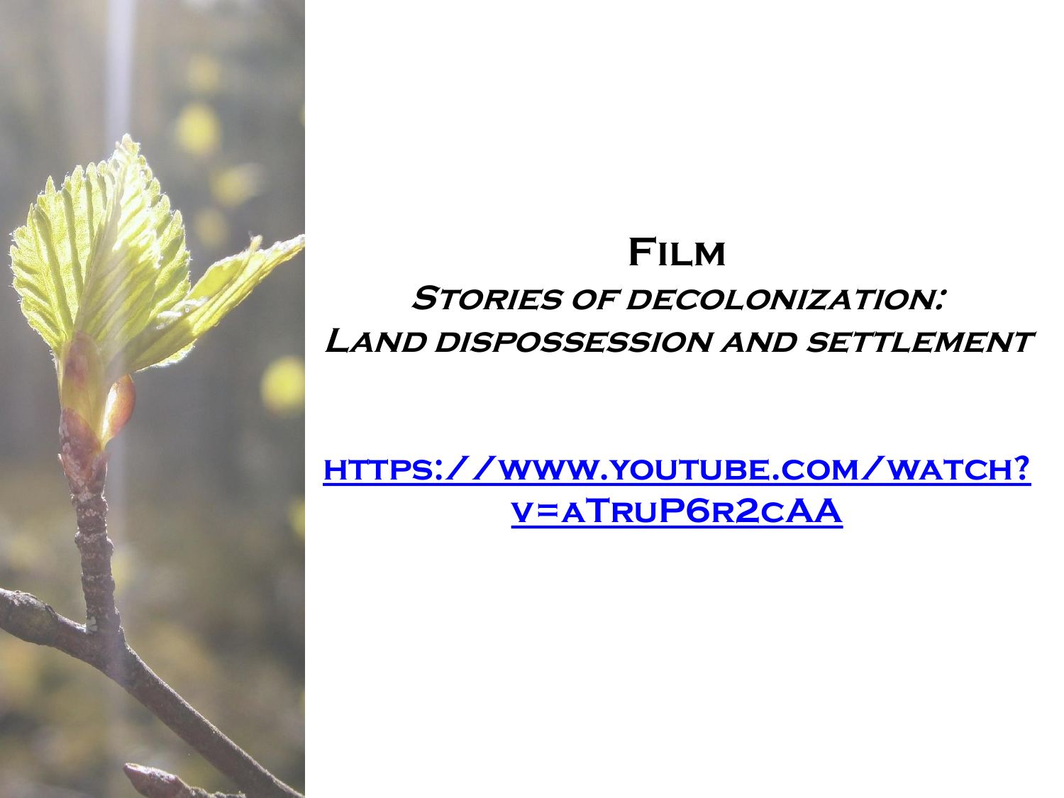# Film

## *Stories of decolonization: Land dispossession and settlement*

[https://www.youtube.com/watch?v=aTruP6r2cAA](https://www.youtube.com/watch?v=aTruP6r2cAA)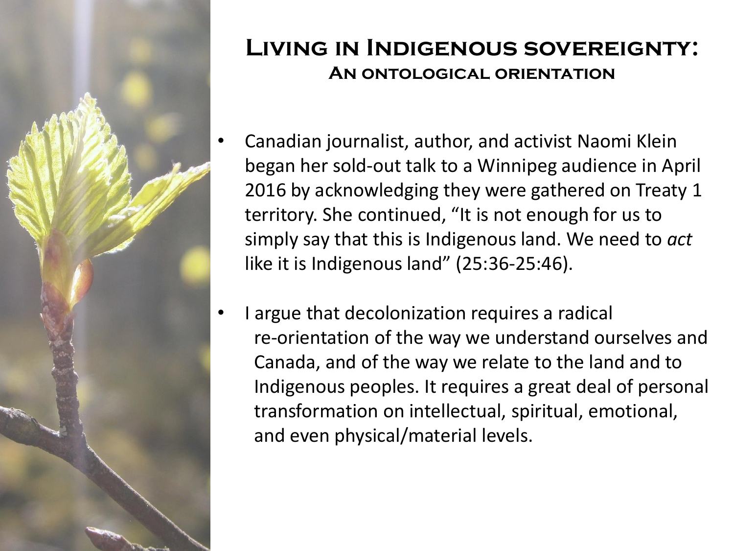# Living in Indigenous sovereignty:
## An ontological orientation

- Canadian journalist, author, and activist Naomi Klein began her sold-out talk to a Winnipeg audience in April 2016 by acknowledging they were gathered on Treaty 1 territory. She continued, "It is not enough for us to simply say that this is Indigenous land. We need to *act* like it is Indigenous land" (25:36-25:46).

- I argue that decolonization requires a radical re-orientation of the way we understand ourselves and Canada, and of the way we relate to the land and to Indigenous peoples. It requires a great deal of personal transformation on intellectual, spiritual, emotional, and even physical/material levels.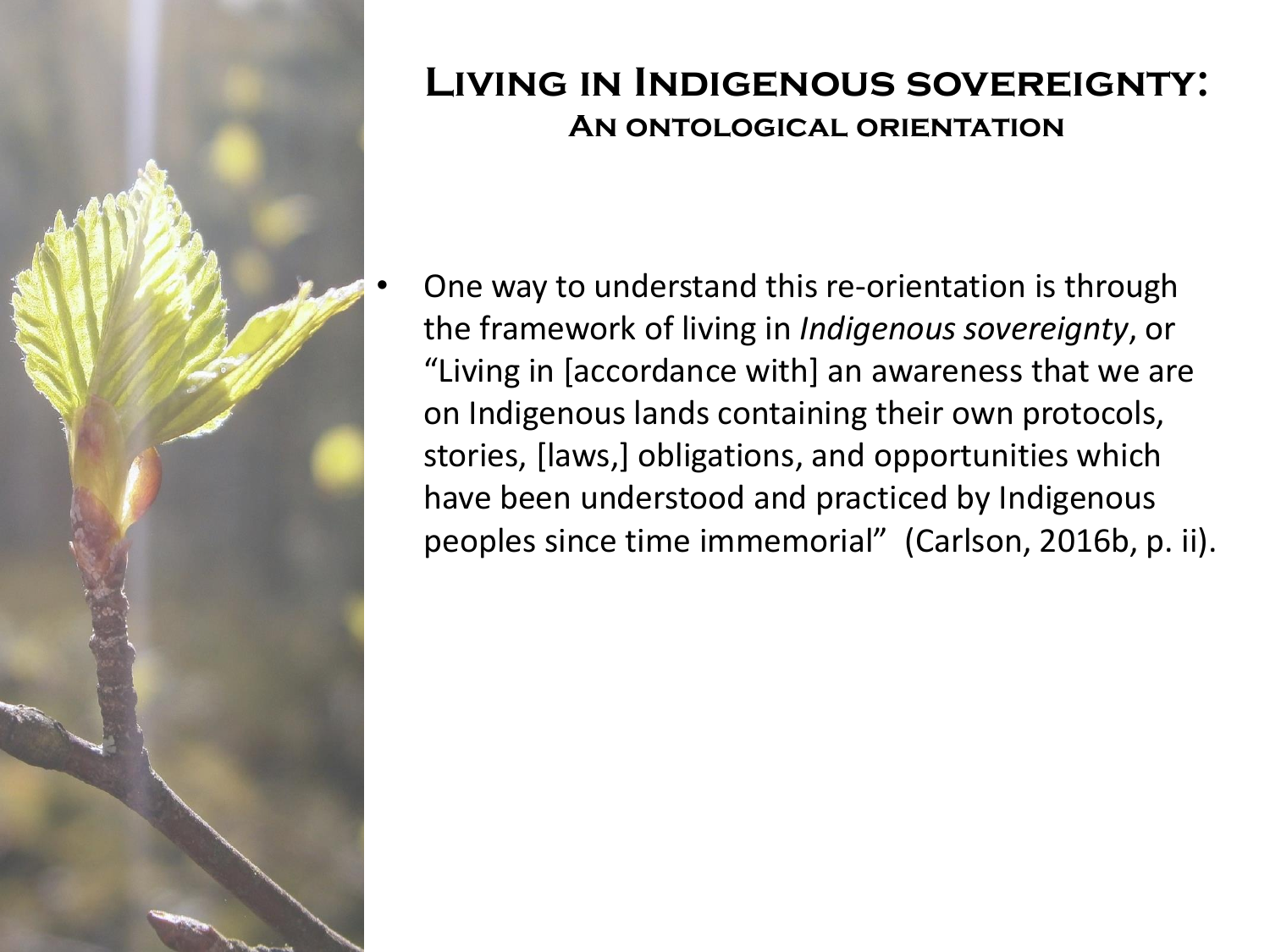# Living in Indigenous sovereignty:
## An ontological orientation

- One way to understand this re-orientation is through the framework of living in *Indigenous sovereignty*, or "Living in [accordance with] an awareness that we are on Indigenous lands containing their own protocols, stories, [laws,] obligations, and opportunities which have been understood and practiced by Indigenous peoples since time immemorial" (Carlson, 2016b, p. ii).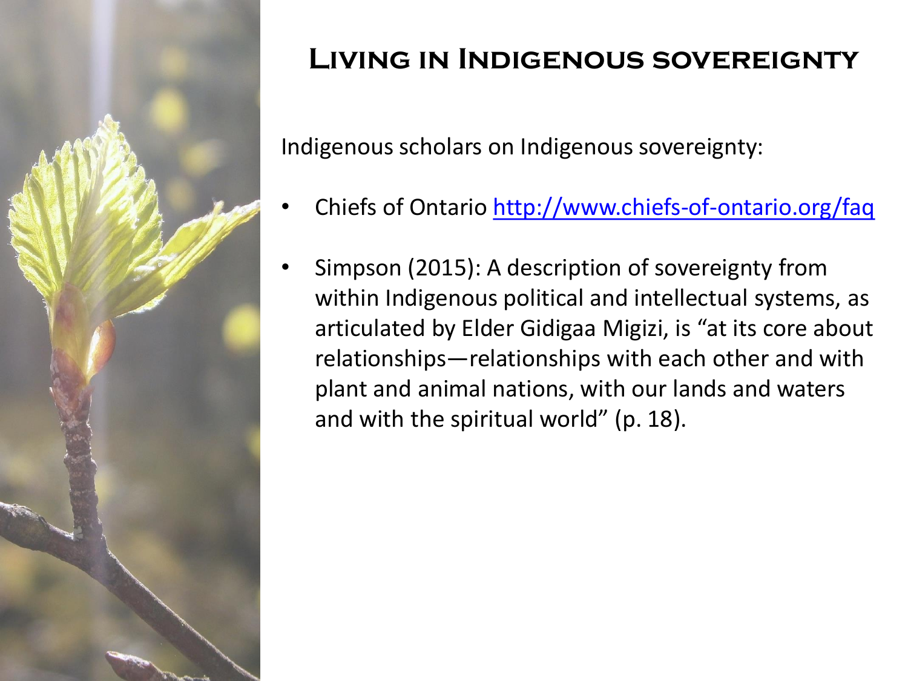# Living in Indigenous sovereignty

Indigenous scholars on Indigenous sovereignty:

- Chiefs of Ontario [http://www.chiefs-of-ontario.org/faq](http://www.chiefs-of-ontario.org/faq)
- Simpson (2015): A description of sovereignty from within Indigenous political and intellectual systems, as articulated by Elder Gidigaa Migizi, is "at its core about relationships—relationships with each other and with plant and animal nations, with our lands and waters and with the spiritual world" (p. 18).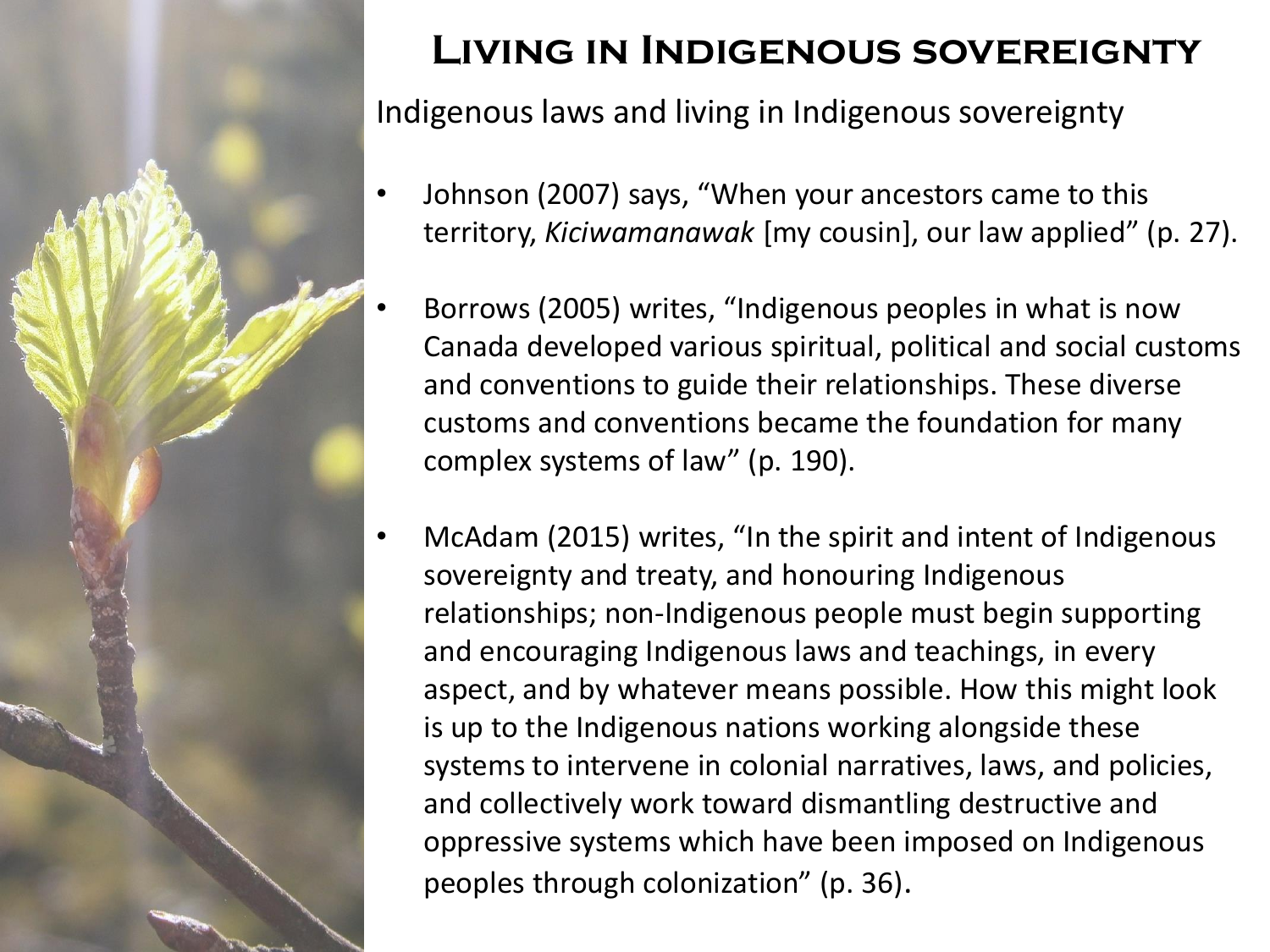# Living in Indigenous sovereignty

Indigenous laws and living in Indigenous sovereignty

- Johnson (2007) says, "When your ancestors came to this territory, *Kiciwamanawak* [my cousin], our law applied" (p. 27).
- Borrows (2005) writes, "Indigenous peoples in what is now Canada developed various spiritual, political and social customs and conventions to guide their relationships. These diverse customs and conventions became the foundation for many complex systems of law" (p. 190).
- McAdam (2015) writes, "In the spirit and intent of Indigenous sovereignty and treaty, and honouring Indigenous relationships; non-Indigenous people must begin supporting and encouraging Indigenous laws and teachings, in every aspect, and by whatever means possible. How this might look is up to the Indigenous nations working alongside these systems to intervene in colonial narratives, laws, and policies, and collectively work toward dismantling destructive and oppressive systems which have been imposed on Indigenous peoples through colonization" (p. 36).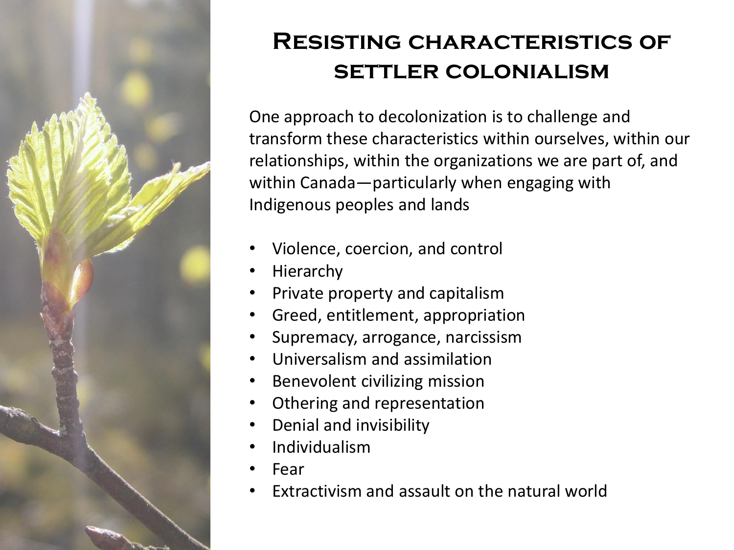# Resisting characteristics of settler colonialism

One approach to decolonization is to challenge and transform these characteristics within ourselves, within our relationships, within the organizations we are part of, and within Canada—particularly when engaging with Indigenous peoples and lands

- Violence, coercion, and control
- Hierarchy
- Private property and capitalism
- Greed, entitlement, appropriation
- Supremacy, arrogance, narcissism
- Universalism and assimilation
- Benevolent civilizing mission
- Othering and representation
- Denial and invisibility
- Individualism
- Fear
- Extractivism and assault on the natural world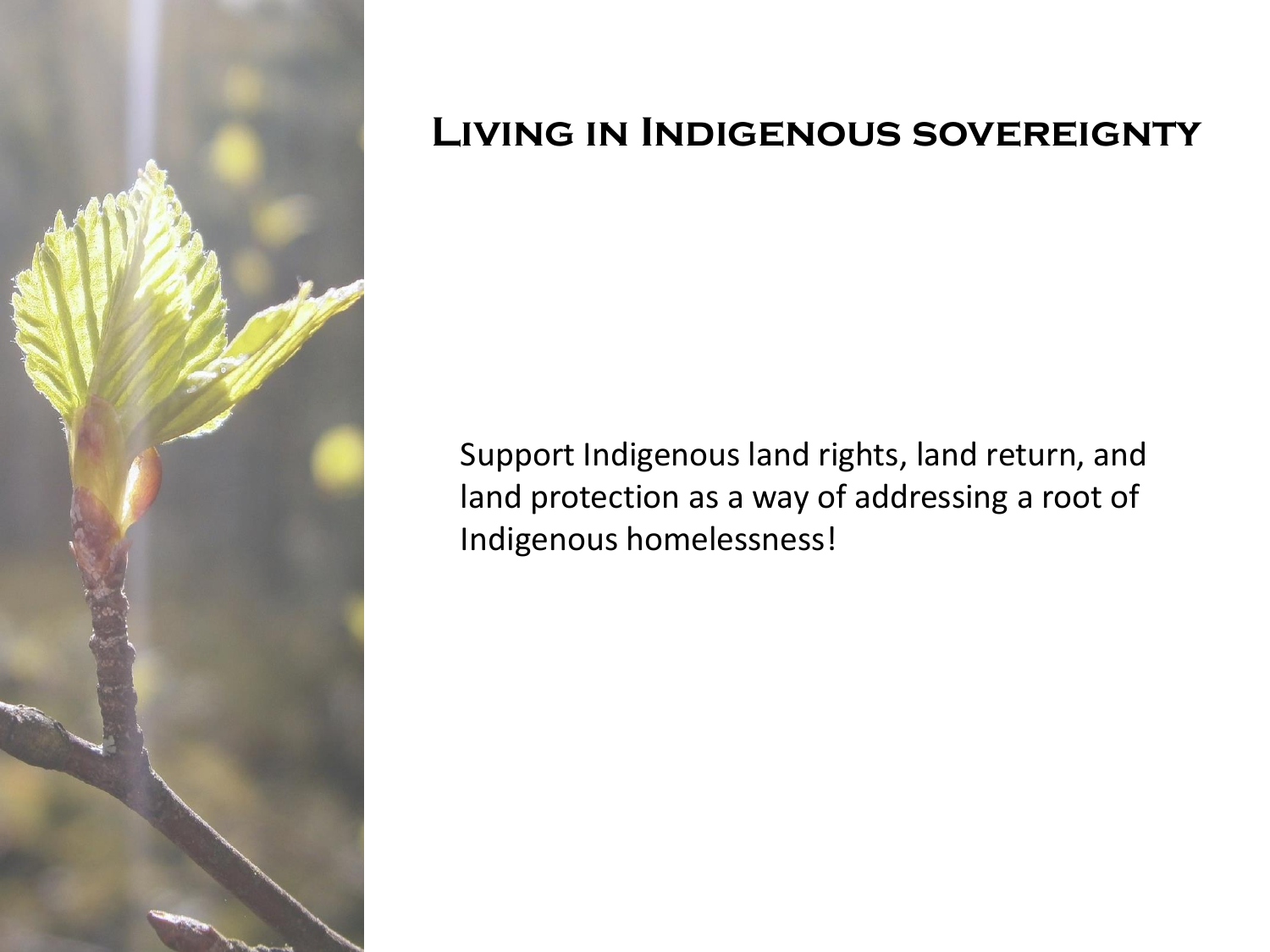# Living in Indigenous sovereignty

Support Indigenous land rights, land return, and land protection as a way of addressing a root of Indigenous homelessness!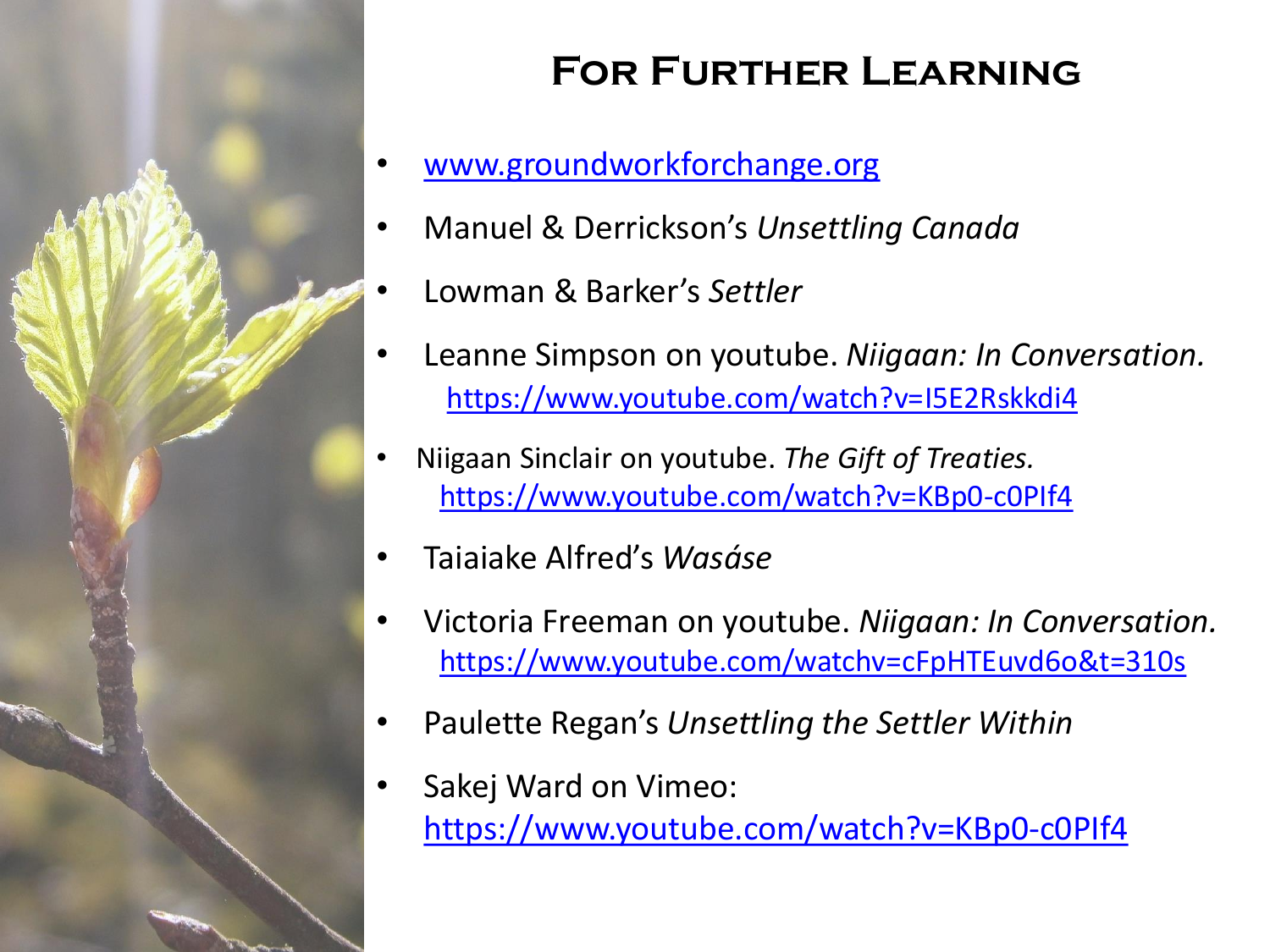# For Further Learning

- www.groundworkforchange.org
- Manuel & Derrickson's *Unsettling Canada*
- Lowman & Barker's *Settler*
- Leanne Simpson on youtube. *Niigaan: In Conversation.* https://www.youtube.com/watch?v=I5E2Rskkdi4
- Niigaan Sinclair on youtube. *The Gift of Treaties.* https://www.youtube.com/watch?v=KBp0-c0PIf4
- Taiaiake Alfred's *Wasáse*
- Victoria Freeman on youtube. *Niigaan: In Conversation.* https://www.youtube.com/watchv=cFpHTEuvd6o&t=310s
- Paulette Regan's *Unsettling the Settler Within*
- Sakej Ward on Vimeo: https://www.youtube.com/watch?v=KBp0-c0PIf4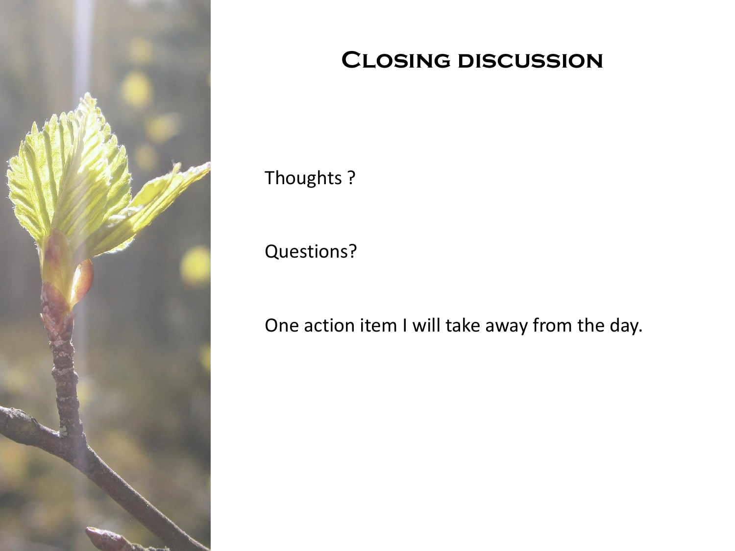# Closing discussion

Thoughts ?

Questions?

One action item I will take away from the day.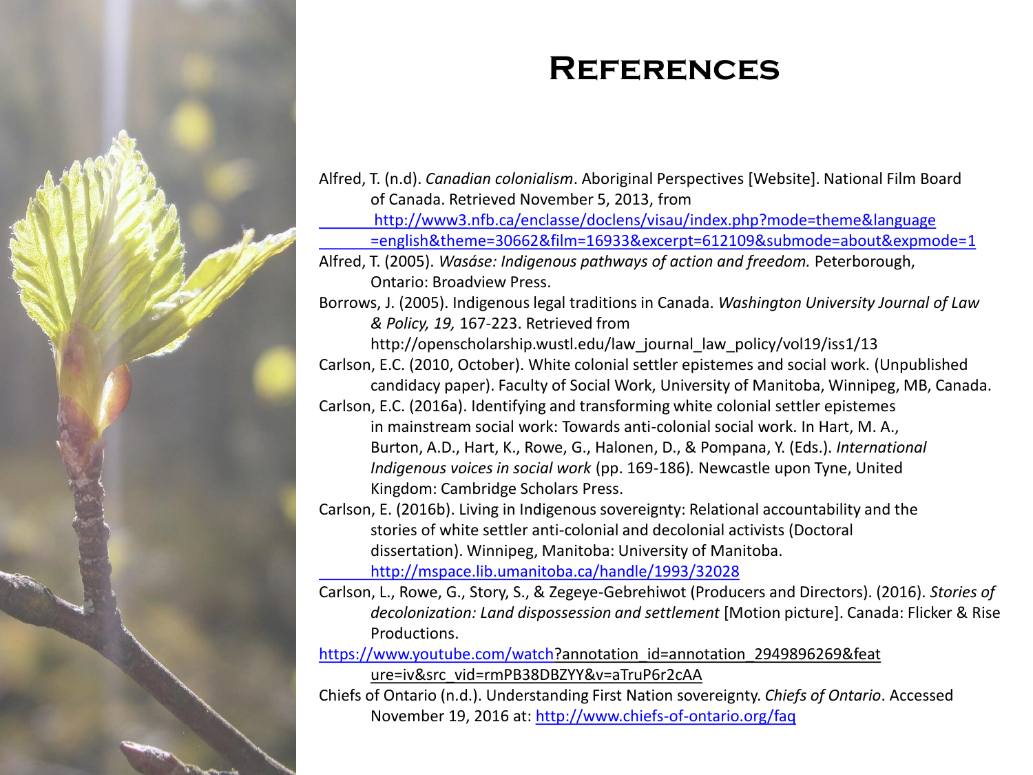# References

Alfred, T. (n.d). *Canadian colonialism*. Aboriginal Perspectives [Website]. National Film Board of Canada. Retrieved November 5, 2013, from http://www3.nfb.ca/enclasse/doclens/visau/index.php?mode=theme&language=english&theme=30662&film=16933&excerpt=612109&submode=about&expmode=1

Alfred, T. (2005). *Wasáse: Indigenous pathways of action and freedom.* Peterborough, Ontario: Broadview Press.

Borrows, J. (2005). Indigenous legal traditions in Canada. *Washington University Journal of Law & Policy, 19,* 167-223. Retrieved from http://openscholarship.wustl.edu/law_journal_law_policy/vol19/iss1/13

Carlson, E.C. (2010, October). White colonial settler epistemes and social work. (Unpublished candidacy paper). Faculty of Social Work, University of Manitoba, Winnipeg, MB, Canada.

Carlson, E.C. (2016a). Identifying and transforming white colonial settler epistemes in mainstream social work: Towards anti-colonial social work. In Hart, M. A., Burton, A.D., Hart, K., Rowe, G., Halonen, D., & Pompana, Y. (Eds.). *International Indigenous voices in social work* (pp. 169-186). Newcastle upon Tyne, United Kingdom: Cambridge Scholars Press.

Carlson, E. (2016b). Living in Indigenous sovereignty: Relational accountability and the stories of white settler anti-colonial and decolonial activists (Doctoral dissertation). Winnipeg, Manitoba: University of Manitoba. http://mspace.lib.umanitoba.ca/handle/1993/32028

Carlson, L., Rowe, G., Story, S., & Zegeye-Gebrehiwot (Producers and Directors). (2016). *Stories of decolonization: Land dispossession and settlement* [Motion picture]. Canada: Flicker & Rise Productions. https://www.youtube.com/watch?annotation_id=annotation_2949896269&feature=iv&src_vid=rmPB38DBZYY&v=aTruP6r2cAA

Chiefs of Ontario (n.d.). Understanding First Nation sovereignty. *Chiefs of Ontario*. Accessed November 19, 2016 at: http://www.chiefs-of-ontario.org/faq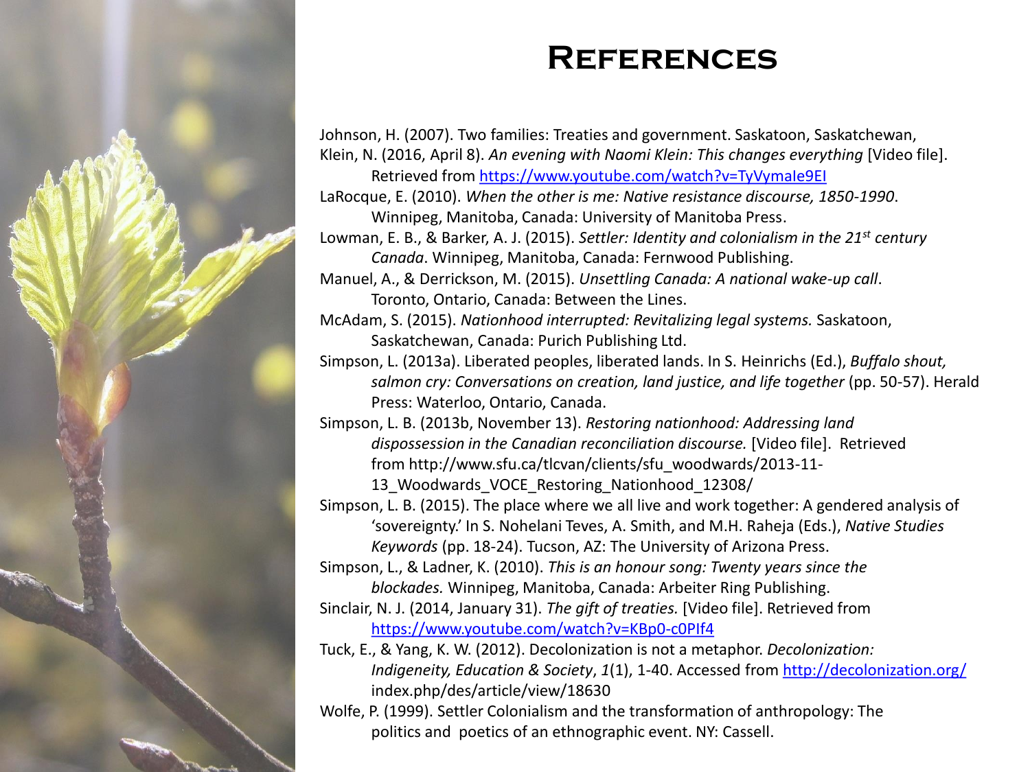# References

Johnson, H. (2007). Two families: Treaties and government. Saskatoon, Saskatchewan,

Klein, N. (2016, April 8). *An evening with Naomi Klein: This changes everything* [Video file]. Retrieved from https://www.youtube.com/watch?v=TyVymaIe9EI

LaRocque, E. (2010). *When the other is me: Native resistance discourse, 1850-1990*. Winnipeg, Manitoba, Canada: University of Manitoba Press.

Lowman, E. B., & Barker, A. J. (2015). *Settler: Identity and colonialism in the 21st century Canada*. Winnipeg, Manitoba, Canada: Fernwood Publishing.

Manuel, A., & Derrickson, M. (2015). *Unsettling Canada: A national wake-up call*. Toronto, Ontario, Canada: Between the Lines.

McAdam, S. (2015). *Nationhood interrupted: Revitalizing legal systems.* Saskatoon, Saskatchewan, Canada: Purich Publishing Ltd.

Simpson, L. (2013a). Liberated peoples, liberated lands. In S. Heinrichs (Ed.), *Buffalo shout, salmon cry: Conversations on creation, land justice, and life together* (pp. 50-57). Herald Press: Waterloo, Ontario, Canada.

Simpson, L. B. (2013b, November 13). *Restoring nationhood: Addressing land dispossession in the Canadian reconciliation discourse.* [Video file]. Retrieved from http://www.sfu.ca/tlcvan/clients/sfu_woodwards/2013-11-13_Woodwards_VOCE_Restoring_Nationhood_12308/

Simpson, L. B. (2015). The place where we all live and work together: A gendered analysis of 'sovereignty.' In S. Nohelani Teves, A. Smith, and M.H. Raheja (Eds.), *Native Studies Keywords* (pp. 18-24). Tucson, AZ: The University of Arizona Press.

Simpson, L., & Ladner, K. (2010). *This is an honour song: Twenty years since the blockades.* Winnipeg, Manitoba, Canada: Arbeiter Ring Publishing.

Sinclair, N. J. (2014, January 31). *The gift of treaties.* [Video file]. Retrieved from https://www.youtube.com/watch?v=KBp0-c0PIf4

Tuck, E., & Yang, K. W. (2012). Decolonization is not a metaphor. *Decolonization: Indigeneity, Education & Society*, *1*(1), 1-40. Accessed from http://decolonization.org/index.php/des/article/view/18630

Wolfe, P. (1999). Settler Colonialism and the transformation of anthropology: The politics and poetics of an ethnographic event. NY: Cassell.